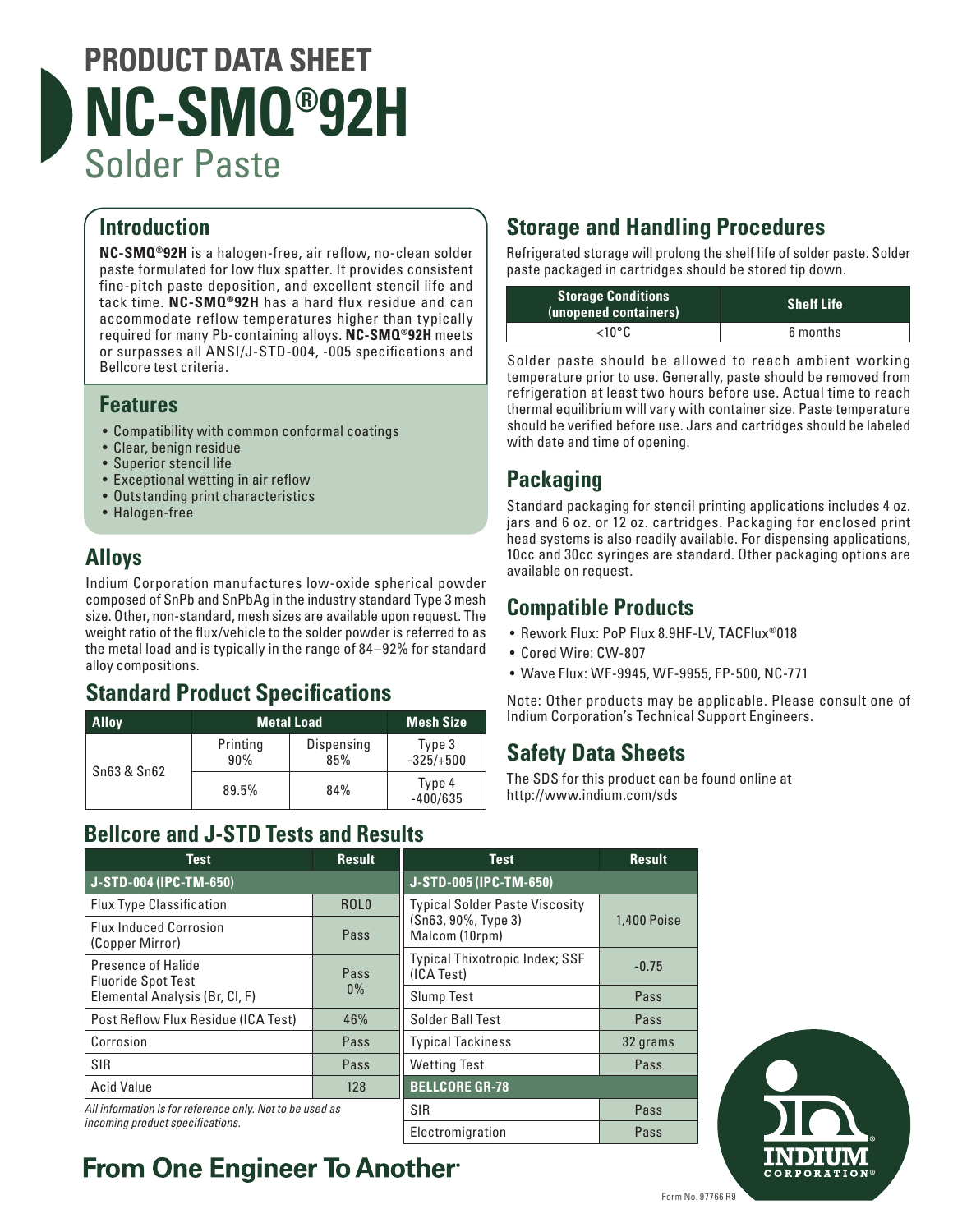# PRODUCT DATA SHEET

# NC-SMQ®92H

## Solder Paste

## Introduction

**NC-SMQ®92H** is a halogen-free, air reflow, no-clean solder paste formulated for low flux spatter. It provides consistent fine-pitch paste deposition, and excellent stencil life and tack time. **NC-SMQ®92H** has a hard flux residue and can accommodate reflow temperatures higher than typically required for many Pb-containing alloys. **NC-SMQ®92H** meets or surpasses all ANSI/J-STD-004, -005 specifications and Bellcore test criteria.

## Features

- Compatibility with common conformal coatings
- Clear, benign residue
- Superior stencil life
- Exceptional wetting in air reflow
- Outstanding print characteristics
- Halogen-free

## Alloys

Indium Corporation manufactures low-oxide spherical powder composed of SnPb and SnPbAg in the industry standard Type 3 mesh size. Other, non-standard, mesh sizes are available upon request. The weight ratio of the flux/vehicle to the solder powder is referred to as the metal load and is typically in the range of 84–92% for standard alloy compositions.

## Standard Product Specifications

| Alloy | Metal Load | | Mesh Size |
|---|---|---|---|
| Sn63 & Sn62 | Printing 90% | Dispensing 85% | Type 3 -325/+500 |
| | 89.5% | 84% | Type 4 -400/635 |

## Bellcore and J-STD Tests and Results

| Test | Result |
|---|---|
| **J-STD-004 (IPC-TM-650)** | |
| Flux Type Classification | ROL0 |
| Flux Induced Corrosion (Copper Mirror) | Pass |
| Presence of Halide Fluoride Spot Test Elemental Analysis (Br, Cl, F) | Pass 0% |
| Post Reflow Flux Residue (ICA Test) | 46% |
| Corrosion | Pass |
| SIR | Pass |
| Acid Value | 128 |

| Test | Result |
|---|---|
| **J-STD-005 (IPC-TM-650)** | |
| Typical Solder Paste Viscosity (Sn63, 90%, Type 3) Malcom (10rpm) | 1,400 Poise |
| Typical Thixotropic Index; SSF (ICA Test) | -0.75 |
| Slump Test | Pass |
| Solder Ball Test | Pass |
| Typical Tackiness | 32 grams |
| Wetting Test | Pass |
| **BELLCORE GR-78** | |
| SIR | Pass |
| Electromigration | Pass |

*All information is for reference only. Not to be used as incoming product specifications.*

## Storage and Handling Procedures

Refrigerated storage will prolong the shelf life of solder paste. Solder paste packaged in cartridges should be stored tip down.

| Storage Conditions (unopened containers) | Shelf Life |
|---|---|
| <10°C | 6 months |

Solder paste should be allowed to reach ambient working temperature prior to use. Generally, paste should be removed from refrigeration at least two hours before use. Actual time to reach thermal equilibrium will vary with container size. Paste temperature should be verified before use. Jars and cartridges should be labeled with date and time of opening.

## Packaging

Standard packaging for stencil printing applications includes 4 oz. jars and 6 oz. or 12 oz. cartridges. Packaging for enclosed print head systems is also readily available. For dispensing applications, 10cc and 30cc syringes are standard. Other packaging options are available on request.

## Compatible Products

- Rework Flux: PoP Flux 8.9HF-LV, TACFlux®018
- Cored Wire: CW-807
- Wave Flux: WF-9945, WF-9955, FP-500, NC-771

Note: Other products may be applicable. Please consult one of Indium Corporation's Technical Support Engineers.

## Safety Data Sheets

The SDS for this product can be found online at http://www.indium.com/sds

**From One Engineer To Another®**

Form No. 97766 R9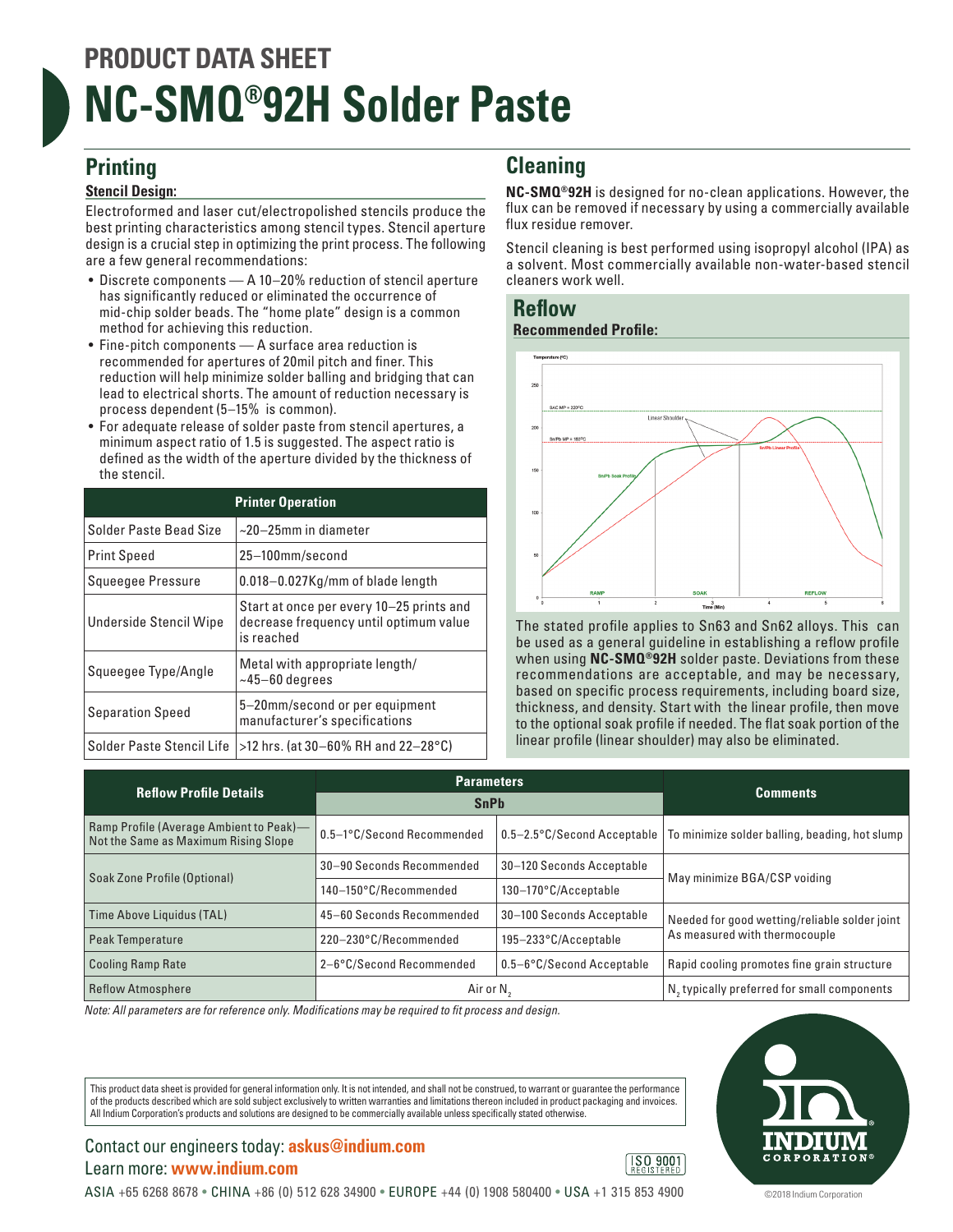# PRODUCT DATA SHEET

# NC-SMQ®92H Solder Paste

## Printing

### Stencil Design:

Electroformed and laser cut/electropolished stencils produce the best printing characteristics among stencil types. Stencil aperture design is a crucial step in optimizing the print process. The following are a few general recommendations:

- Discrete components — A 10–20% reduction of stencil aperture has significantly reduced or eliminated the occurrence of mid-chip solder beads. The "home plate" design is a common method for achieving this reduction.
- Fine-pitch components — A surface area reduction is recommended for apertures of 20mil pitch and finer. This reduction will help minimize solder balling and bridging that can lead to electrical shorts. The amount of reduction necessary is process dependent (5–15% is common).
- For adequate release of solder paste from stencil apertures, a minimum aspect ratio of 1.5 is suggested. The aspect ratio is defined as the width of the aperture divided by the thickness of the stencil.

| Printer Operation | |
|---|---|
| Solder Paste Bead Size | ~20–25mm in diameter |
| Print Speed | 25–100mm/second |
| Squeegee Pressure | 0.018–0.027Kg/mm of blade length |
| Underside Stencil Wipe | Start at once per every 10–25 prints and decrease frequency until optimum value is reached |
| Squeegee Type/Angle | Metal with appropriate length/ ~45–60 degrees |
| Separation Speed | 5–20mm/second or per equipment manufacturer's specifications |
| Solder Paste Stencil Life | >12 hrs. (at 30–60% RH and 22–28°C) |

## Cleaning

**NC-SMQ®92H** is designed for no-clean applications. However, the flux can be removed if necessary by using a commercially available flux residue remover.

Stencil cleaning is best performed using isopropyl alcohol (IPA) as a solvent. Most commercially available non-water-based stencil cleaners work well.

## Reflow

### Recommended Profile:

Temperature (°C)
250
200
150
100
50
0
SAC MP = 220°C
SnPb MP = 183°C
Linear Shoulder
SnPb Linear Profile
SnPb Soak Profile
RAMP
SOAK
REFLOW
0 1 2 3 4 5 6
Time (Min)

The stated profile applies to Sn63 and Sn62 alloys. This can be used as a general guideline in establishing a reflow profile when using **NC-SMQ®92H** solder paste. Deviations from these recommendations are acceptable, and may be necessary, based on specific process requirements, including board size, thickness, and density. Start with the linear profile, then move to the optional soak profile if needed. The flat soak portion of the linear profile (linear shoulder) may also be eliminated.

| Reflow Profile Details | Parameters | | Comments |
|---|---|---|---|
| | SnPb | | |
| Ramp Profile (Average Ambient to Peak)— Not the Same as Maximum Rising Slope | 0.5–1°C/Second Recommended | 0.5–2.5°C/Second Acceptable | To minimize solder balling, beading, hot slump |
| Soak Zone Profile (Optional) | 30–90 Seconds Recommended | 30–120 Seconds Acceptable | May minimize BGA/CSP voiding |
| | 140–150°C/Recommended | 130–170°C/Acceptable | |
| Time Above Liquidus (TAL) | 45–60 Seconds Recommended | 30–100 Seconds Acceptable | Needed for good wetting/reliable solder joint As measured with thermocouple |
| Peak Temperature | 220–230°C/Recommended | 195–233°C/Acceptable | |
| Cooling Ramp Rate | 2–6°C/Second Recommended | 0.5–6°C/Second Acceptable | Rapid cooling promotes fine grain structure |
| Reflow Atmosphere | Air or $N_2$ | | $N_2$ typically preferred for small components |

*Note: All parameters are for reference only. Modifications may be required to fit process and design.*

This product data sheet is provided for general information only. It is not intended, and shall not be construed, to warrant or guarantee the performance of the products described which are sold subject exclusively to written warranties and limitations thereon included in product packaging and invoices. All Indium Corporation's products and solutions are designed to be commercially available unless specifically stated otherwise.

Contact our engineers today: **askus@indium.com**

Learn more: **www.indium.com**

ISO 9001 REGISTERED

ASIA +65 6268 8678 • CHINA +86 (0) 512 628 34900 • EUROPE +44 (0) 1908 580400 • USA +1 315 853 4900

INDIUM CORPORATION®

©2018 Indium Corporation